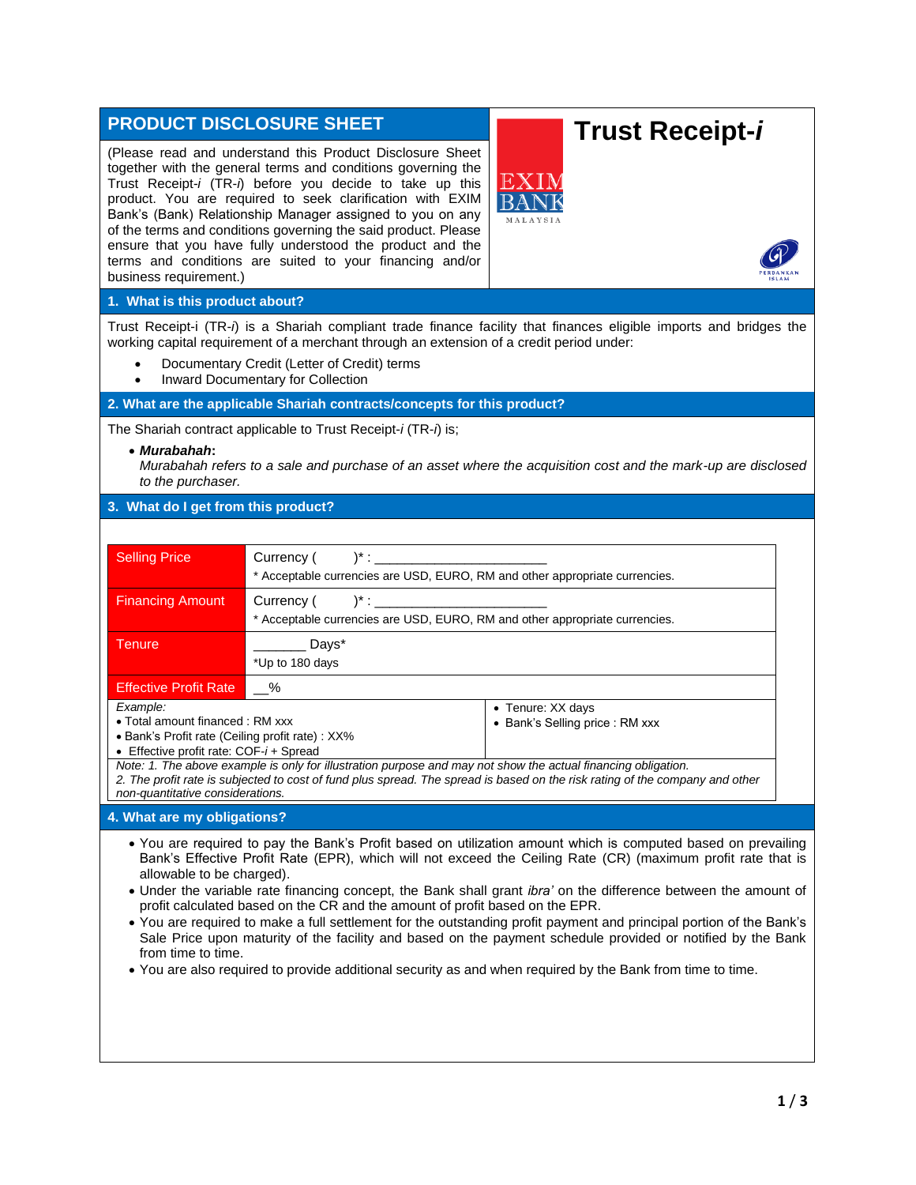# PRODUCT DISCLOSURE SHEET

# Trust Receipt-*i*

(Please read and understand this Product Disclosure Sheet together with the general terms and conditions governing the Trust Receipt-*i* (TR-*i*) before you decide to take up this product. You are required to seek clarification with EXIM Bank's (Bank) Relationship Manager assigned to you on any of the terms and conditions governing the said product. Please ensure that you have fully understood the product and the terms and conditions are suited to your financing and/or business requirement.)

## 1. What is this product about?

Trust Receipt-i (TR-*i*) is a Shariah compliant trade finance facility that finances eligible imports and bridges the working capital requirement of a merchant through an extension of a credit period under:

- Documentary Credit (Letter of Credit) terms
- Inward Documentary for Collection

## 2. What are the applicable Shariah contracts/concepts for this product?

The Shariah contract applicable to Trust Receipt-*i* (TR-*i*) is;

- ***Murabahah*:**
  *Murabahah refers to a sale and purchase of an asset where the acquisition cost and the mark-up are disclosed to the purchaser.*

## 3. What do I get from this product?

| | |
|---|---|
| Selling Price | Currency (       )* : ______________________<br>* Acceptable currencies are USD, EURO, RM and other appropriate currencies. |
| Financing Amount | Currency (       )* : ______________________<br>* Acceptable currencies are USD, EURO, RM and other appropriate currencies. |
| Tenure | _______ Days*<br>*Up to 180 days |
| Effective Profit Rate | __% |

| | |
|---|---|
| *Example:*<br>• Total amount financed : RM xxx<br>• Bank's Profit rate (Ceiling profit rate) : XX%<br>• Effective profit rate: COF-*i* + Spread | • Tenure: XX days<br>• Bank's Selling price : RM xxx |

*Note: 1. The above example is only for illustration purpose and may not show the actual financing obligation.*
*2. The profit rate is subjected to cost of fund plus spread. The spread is based on the risk rating of the company and other non-quantitative considerations.*

## 4. What are my obligations?

- You are required to pay the Bank's Profit based on utilization amount which is computed based on prevailing Bank's Effective Profit Rate (EPR), which will not exceed the Ceiling Rate (CR) (maximum profit rate that is allowable to be charged).
- Under the variable rate financing concept, the Bank shall grant *ibra'* on the difference between the amount of profit calculated based on the CR and the amount of profit based on the EPR.
- You are required to make a full settlement for the outstanding profit payment and principal portion of the Bank's Sale Price upon maturity of the facility and based on the payment schedule provided or notified by the Bank from time to time.
- You are also required to provide additional security as and when required by the Bank from time to time.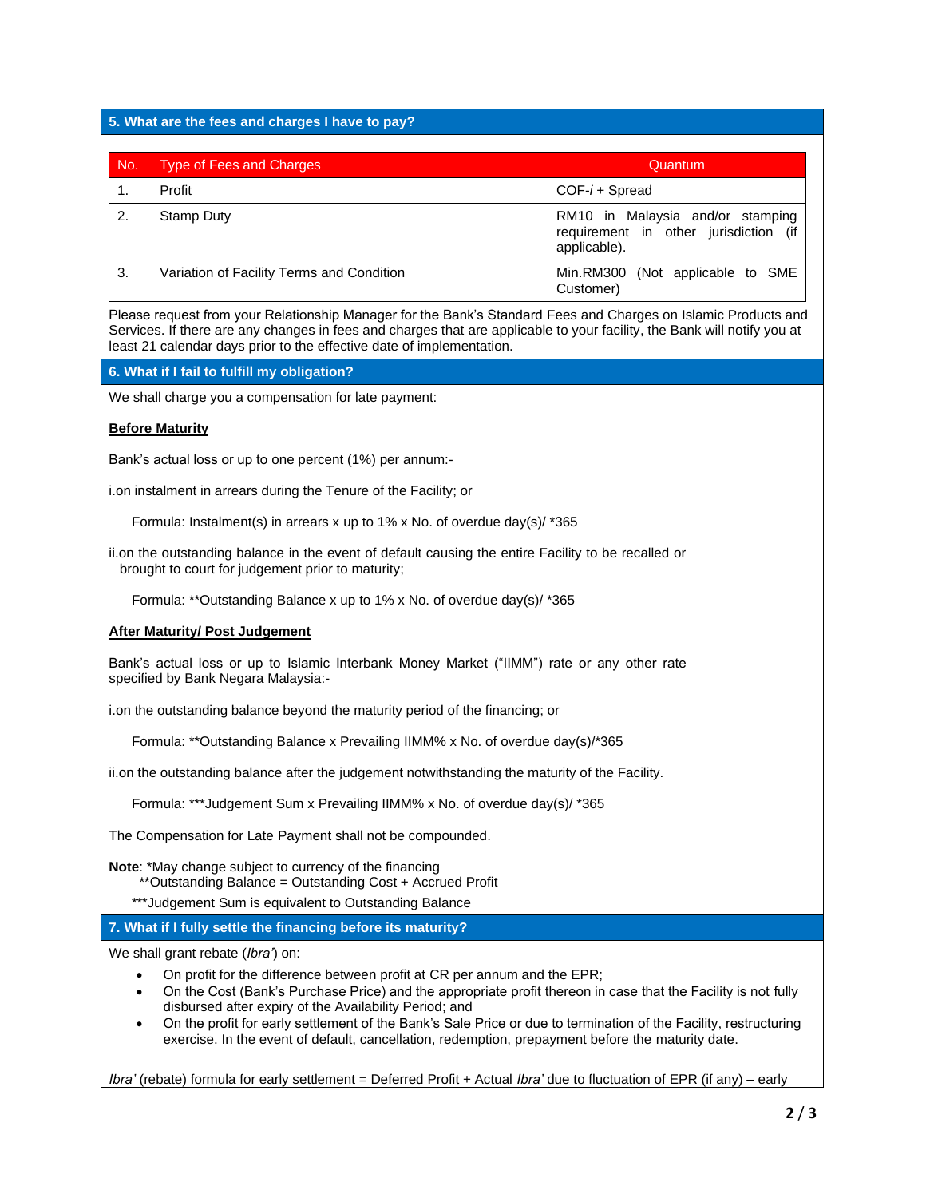## 5. What are the fees and charges I have to pay?

| No. | Type of Fees and Charges | Quantum |
|---|---|---|
| 1. | Profit | COF-*i* + Spread |
| 2. | Stamp Duty | RM10 in Malaysia and/or stamping requirement in other jurisdiction (if applicable). |
| 3. | Variation of Facility Terms and Condition | Min.RM300 (Not applicable to SME Customer) |

Please request from your Relationship Manager for the Bank's Standard Fees and Charges on Islamic Products and Services. If there are any changes in fees and charges that are applicable to your facility, the Bank will notify you at least 21 calendar days prior to the effective date of implementation.

## 6. What if I fail to fulfill my obligation?

We shall charge you a compensation for late payment:

**Before Maturity**

Bank's actual loss or up to one percent (1%) per annum:-

i.on instalment in arrears during the Tenure of the Facility; or

Formula: Instalment(s) in arrears x up to 1% x No. of overdue day(s)/ *365

ii.on the outstanding balance in the event of default causing the entire Facility to be recalled or brought to court for judgement prior to maturity;

Formula: **Outstanding Balance x up to 1% x No. of overdue day(s)/ *365

**After Maturity/ Post Judgement**

Bank's actual loss or up to Islamic Interbank Money Market ("IIMM") rate or any other rate specified by Bank Negara Malaysia:-

i.on the outstanding balance beyond the maturity period of the financing; or

Formula: **Outstanding Balance x Prevailing IIMM% x No. of overdue day(s)/*365

ii.on the outstanding balance after the judgement notwithstanding the maturity of the Facility.

Formula: ***Judgement Sum x Prevailing IIMM% x No. of overdue day(s)/ *365

The Compensation for Late Payment shall not be compounded.

**Note**: *May change subject to currency of the financing
**Outstanding Balance = Outstanding Cost + Accrued Profit
***Judgement Sum is equivalent to Outstanding Balance

## 7. What if I fully settle the financing before its maturity?

We shall grant rebate (*Ibra'*) on:

- On profit for the difference between profit at CR per annum and the EPR;
- On the Cost (Bank's Purchase Price) and the appropriate profit thereon in case that the Facility is not fully disbursed after expiry of the Availability Period; and
- On the profit for early settlement of the Bank's Sale Price or due to termination of the Facility, restructuring exercise. In the event of default, cancellation, redemption, prepayment before the maturity date.

*Ibra'* (rebate) formula for early settlement = Deferred Profit + Actual *Ibra'* due to fluctuation of EPR (if any) – early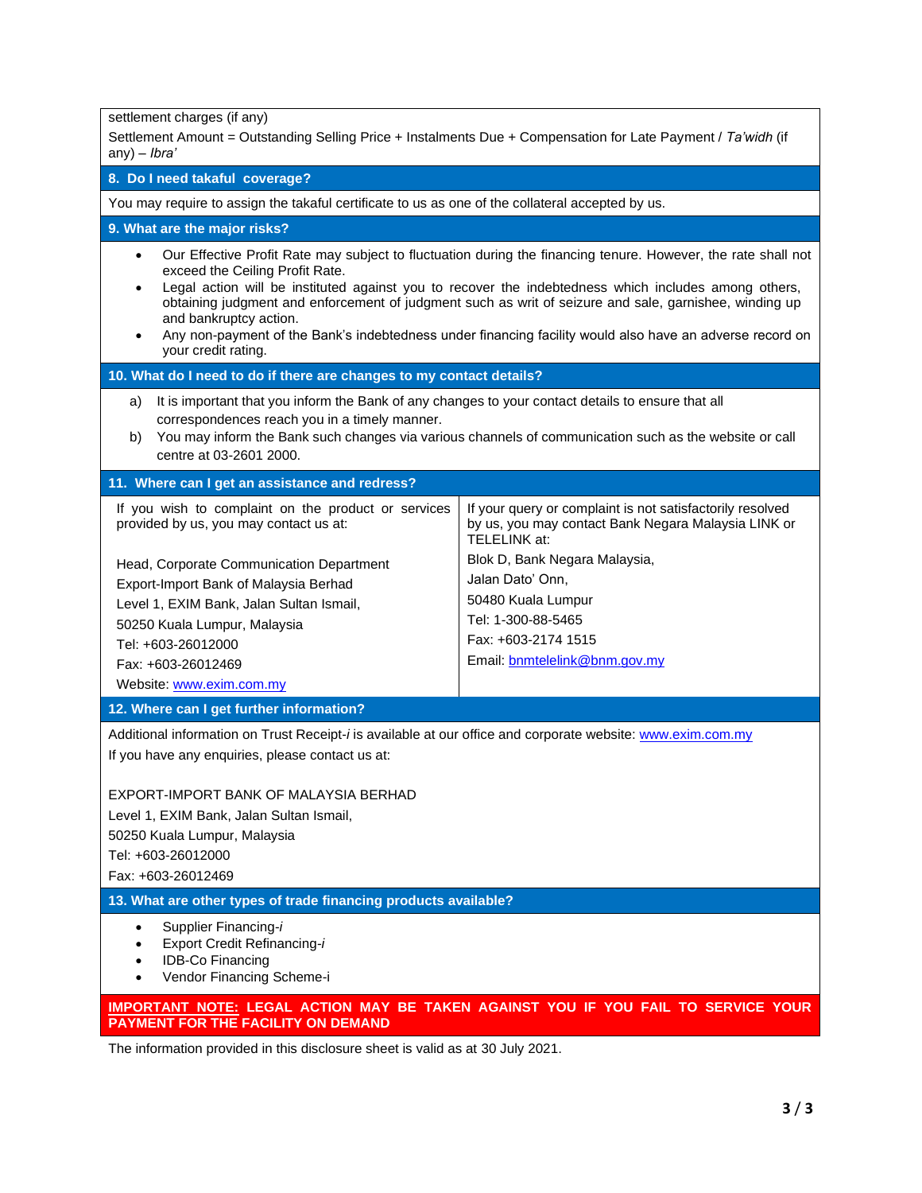settlement charges (if any)

Settlement Amount = Outstanding Selling Price + Instalments Due + Compensation for Late Payment / *Ta'widh* (if any) – *Ibra'*

## 8. Do I need takaful coverage?

You may require to assign the takaful certificate to us as one of the collateral accepted by us.

## 9. What are the major risks?

- Our Effective Profit Rate may subject to fluctuation during the financing tenure. However, the rate shall not exceed the Ceiling Profit Rate.
- Legal action will be instituted against you to recover the indebtedness which includes among others, obtaining judgment and enforcement of judgment such as writ of seizure and sale, garnishee, winding up and bankruptcy action.
- Any non-payment of the Bank's indebtedness under financing facility would also have an adverse record on your credit rating.

## 10. What do I need to do if there are changes to my contact details?

a) It is important that you inform the Bank of any changes to your contact details to ensure that all correspondences reach you in a timely manner.

b) You may inform the Bank such changes via various channels of communication such as the website or call centre at 03-2601 2000.

## 11. Where can I get an assistance and redress?

| | |
|---|---|
| If you wish to complaint on the product or services provided by us, you may contact us at:<br><br>Head, Corporate Communication Department<br>Export-Import Bank of Malaysia Berhad<br>Level 1, EXIM Bank, Jalan Sultan Ismail,<br>50250 Kuala Lumpur, Malaysia<br>Tel: +603-26012000<br>Fax: +603-26012469<br>Website: www.exim.com.my | If your query or complaint is not satisfactorily resolved by us, you may contact Bank Negara Malaysia LINK or TELELINK at:<br><br>Blok D, Bank Negara Malaysia,<br>Jalan Dato' Onn,<br>50480 Kuala Lumpur<br>Tel: 1-300-88-5465<br>Fax: +603-2174 1515<br>Email: bnmtelelink@bnm.gov.my |

## 12. Where can I get further information?

Additional information on Trust Receipt-*i* is available at our office and corporate website: www.exim.com.my

If you have any enquiries, please contact us at:

EXPORT-IMPORT BANK OF MALAYSIA BERHAD
Level 1, EXIM Bank, Jalan Sultan Ismail,
50250 Kuala Lumpur, Malaysia
Tel: +603-26012000
Fax: +603-26012469

## 13. What are other types of trade financing products available?

- Supplier Financing-*i*
- Export Credit Refinancing-*i*
- IDB-Co Financing
- Vendor Financing Scheme-i

**IMPORTANT NOTE: LEGAL ACTION MAY BE TAKEN AGAINST YOU IF YOU FAIL TO SERVICE YOUR PAYMENT FOR THE FACILITY ON DEMAND**

The information provided in this disclosure sheet is valid as at 30 July 2021.